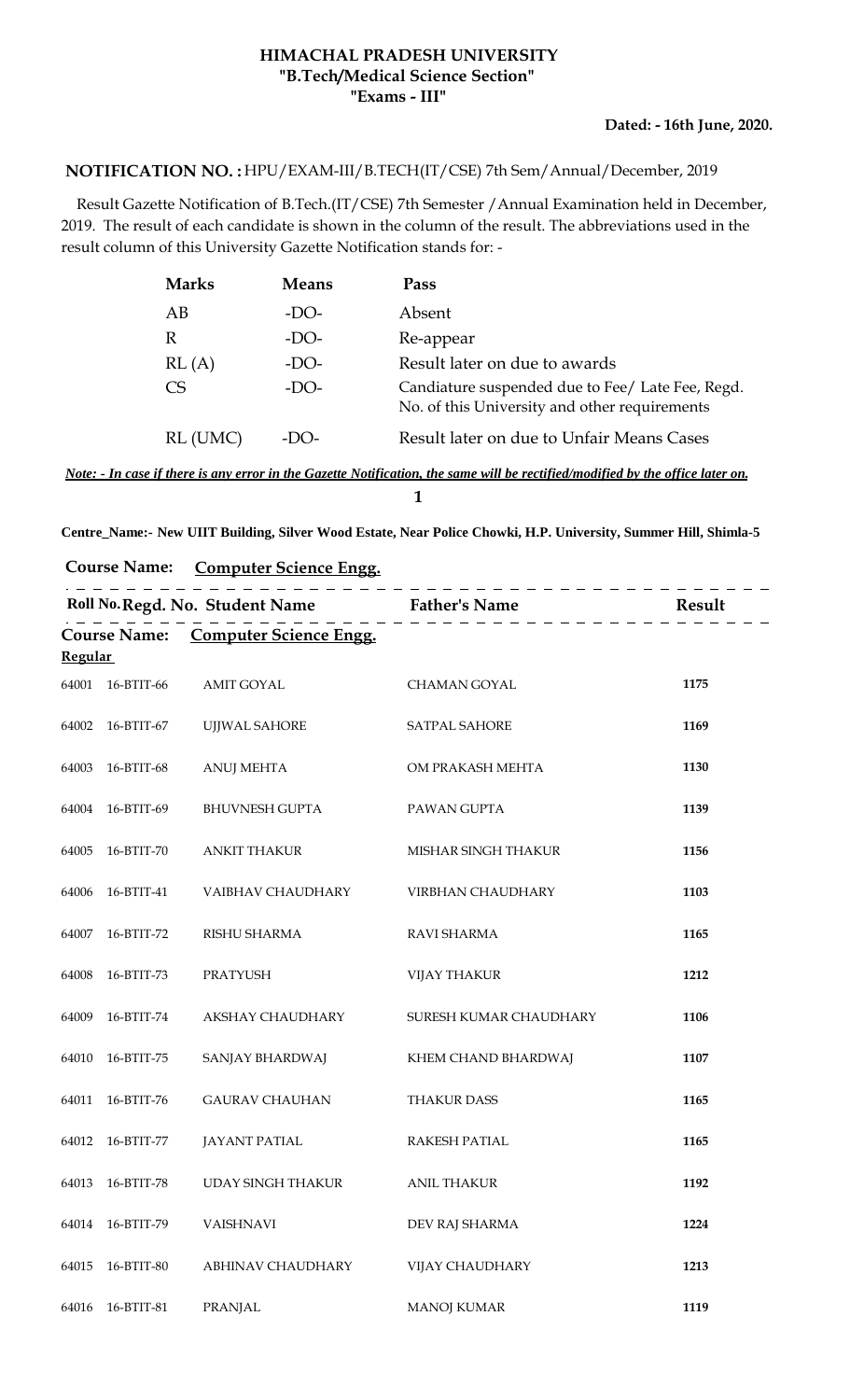# HIMACHAL PRADESH UNIVERSITY
## "B.Tech/Medical Science Section"
## "Exams - III"

**Dated: - 16th June, 2020.**

**NOTIFICATION NO. :** HPU/EXAM-III/B.TECH(IT/CSE) 7th Sem/Annual/December, 2019

Result Gazette Notification of B.Tech.(IT/CSE) 7th Semester /Annual Examination held in December, 2019. The result of each candidate is shown in the column of the result. The abbreviations used in the result column of this University Gazette Notification stands for: -

| Marks | Means | Pass |
|---|---|---|
| AB | -DO- | Absent |
| R | -DO- | Re-appear |
| RL (A) | -DO- | Result later on due to awards |
| CS | -DO- | Candiature suspended due to Fee/ Late Fee, Regd. No. of this University and other requirements |
| RL (UMC) | -DO- | Result later on due to Unfair Means Cases |

***Note: - In case if there is any error in the Gazette Notification, the same will be rectified/modified by the office later on.***

**Centre_Name:- New UIIT Building, Silver Wood Estate, Near Police Chowki, H.P. University, Summer Hill, Shimla-5**

**Course Name:** **Computer Science Engg.**

**Course Name:** **Computer Science Engg.**

**Regular**

| Roll No. | Regd. No. | Student Name | Father's Name | Result |
|---|---|---|---|---|
| 64001 | 16-BTIT-66 | AMIT GOYAL | CHAMAN GOYAL | 1175 |
| 64002 | 16-BTIT-67 | UJJWAL SAHORE | SATPAL SAHORE | 1169 |
| 64003 | 16-BTIT-68 | ANUJ MEHTA | OM PRAKASH MEHTA | 1130 |
| 64004 | 16-BTIT-69 | BHUVNESH GUPTA | PAWAN GUPTA | 1139 |
| 64005 | 16-BTIT-70 | ANKIT THAKUR | MISHAR SINGH THAKUR | 1156 |
| 64006 | 16-BTIT-41 | VAIBHAV CHAUDHARY | VIRBHAN CHAUDHARY | 1103 |
| 64007 | 16-BTIT-72 | RISHU SHARMA | RAVI SHARMA | 1165 |
| 64008 | 16-BTIT-73 | PRATYUSH | VIJAY THAKUR | 1212 |
| 64009 | 16-BTIT-74 | AKSHAY CHAUDHARY | SURESH KUMAR CHAUDHARY | 1106 |
| 64010 | 16-BTIT-75 | SANJAY BHARDWAJ | KHEM CHAND BHARDWAJ | 1107 |
| 64011 | 16-BTIT-76 | GAURAV CHAUHAN | THAKUR DASS | 1165 |
| 64012 | 16-BTIT-77 | JAYANT PATIAL | RAKESH PATIAL | 1165 |
| 64013 | 16-BTIT-78 | UDAY SINGH THAKUR | ANIL THAKUR | 1192 |
| 64014 | 16-BTIT-79 | VAISHNAVI | DEV RAJ SHARMA | 1224 |
| 64015 | 16-BTIT-80 | ABHINAV CHAUDHARY | VIJAY CHAUDHARY | 1213 |
| 64016 | 16-BTIT-81 | PRANJAL | MANOJ KUMAR | 1119 |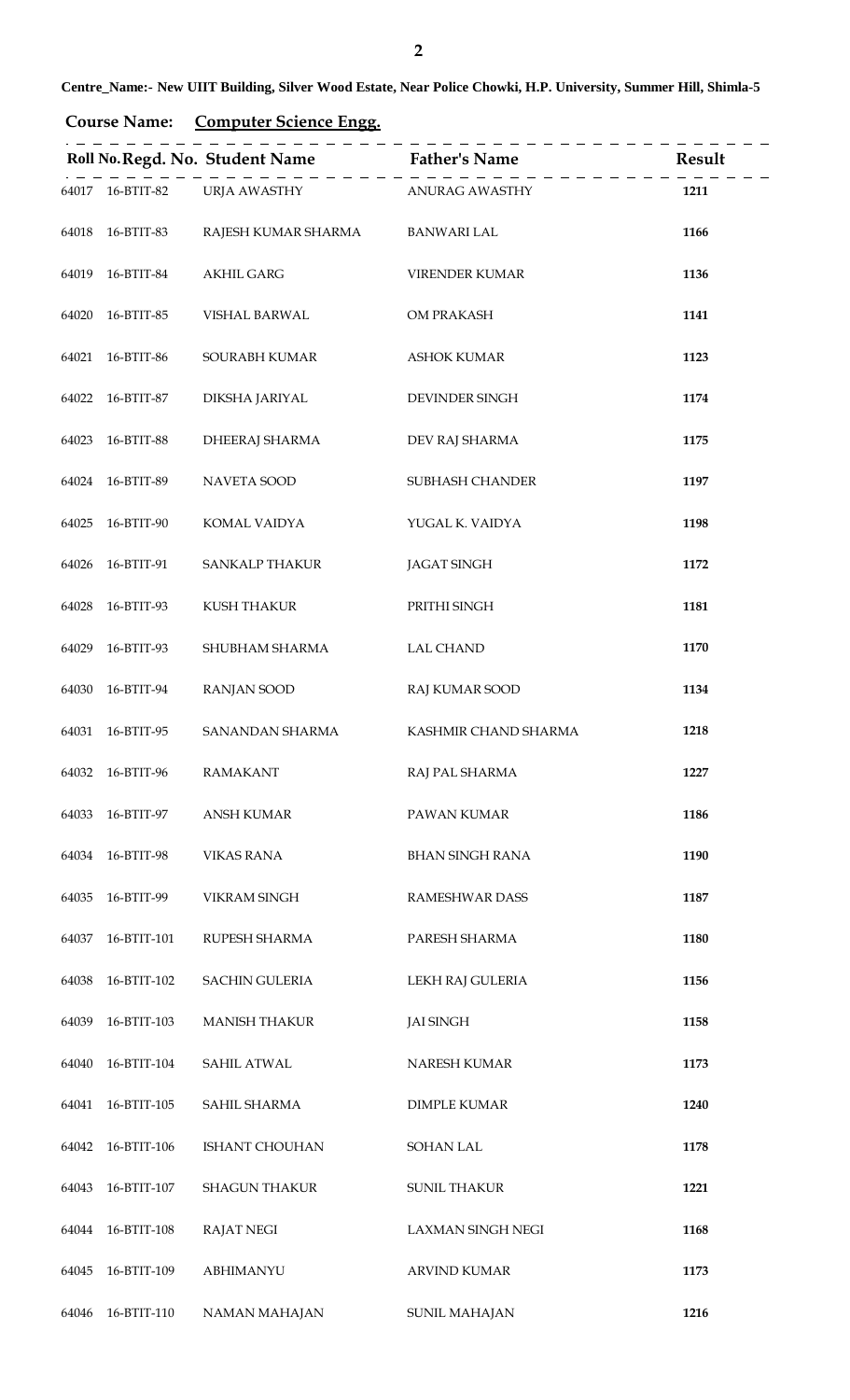**Centre_Name:- New UIIT Building, Silver Wood Estate, Near Police Chowki, H.P. University, Summer Hill, Shimla-5**

**Course Name:** **Computer Science Engg.**

| Roll No. | Regd. No. | Student Name | Father's Name | Result |
|---|---|---|---|---|
| 64017 | 16-BTIT-82 | URJA AWASTHY | ANURAG AWASTHY | **1211** |
| 64018 | 16-BTIT-83 | RAJESH KUMAR SHARMA | BANWARI LAL | **1166** |
| 64019 | 16-BTIT-84 | AKHIL GARG | VIRENDER KUMAR | **1136** |
| 64020 | 16-BTIT-85 | VISHAL BARWAL | OM PRAKASH | **1141** |
| 64021 | 16-BTIT-86 | SOURABH KUMAR | ASHOK KUMAR | **1123** |
| 64022 | 16-BTIT-87 | DIKSHA JARIYAL | DEVINDER SINGH | **1174** |
| 64023 | 16-BTIT-88 | DHEERAJ SHARMA | DEV RAJ SHARMA | **1175** |
| 64024 | 16-BTIT-89 | NAVETA SOOD | SUBHASH CHANDER | **1197** |
| 64025 | 16-BTIT-90 | KOMAL VAIDYA | YUGAL K. VAIDYA | **1198** |
| 64026 | 16-BTIT-91 | SANKALP THAKUR | JAGAT SINGH | **1172** |
| 64028 | 16-BTIT-93 | KUSH THAKUR | PRITHI SINGH | **1181** |
| 64029 | 16-BTIT-93 | SHUBHAM SHARMA | LAL CHAND | **1170** |
| 64030 | 16-BTIT-94 | RANJAN SOOD | RAJ KUMAR SOOD | **1134** |
| 64031 | 16-BTIT-95 | SANANDAN SHARMA | KASHMIR CHAND SHARMA | **1218** |
| 64032 | 16-BTIT-96 | RAMAKANT | RAJ PAL SHARMA | **1227** |
| 64033 | 16-BTIT-97 | ANSH KUMAR | PAWAN KUMAR | **1186** |
| 64034 | 16-BTIT-98 | VIKAS RANA | BHAN SINGH RANA | **1190** |
| 64035 | 16-BTIT-99 | VIKRAM SINGH | RAMESHWAR DASS | **1187** |
| 64037 | 16-BTIT-101 | RUPESH SHARMA | PARESH SHARMA | **1180** |
| 64038 | 16-BTIT-102 | SACHIN GULERIA | LEKH RAJ GULERIA | **1156** |
| 64039 | 16-BTIT-103 | MANISH THAKUR | JAI SINGH | **1158** |
| 64040 | 16-BTIT-104 | SAHIL ATWAL | NARESH KUMAR | **1173** |
| 64041 | 16-BTIT-105 | SAHIL SHARMA | DIMPLE KUMAR | **1240** |
| 64042 | 16-BTIT-106 | ISHANT CHOUHAN | SOHAN LAL | **1178** |
| 64043 | 16-BTIT-107 | SHAGUN THAKUR | SUNIL THAKUR | **1221** |
| 64044 | 16-BTIT-108 | RAJAT NEGI | LAXMAN SINGH NEGI | **1168** |
| 64045 | 16-BTIT-109 | ABHIMANYU | ARVIND KUMAR | **1173** |
| 64046 | 16-BTIT-110 | NAMAN MAHAJAN | SUNIL MAHAJAN | **1216** |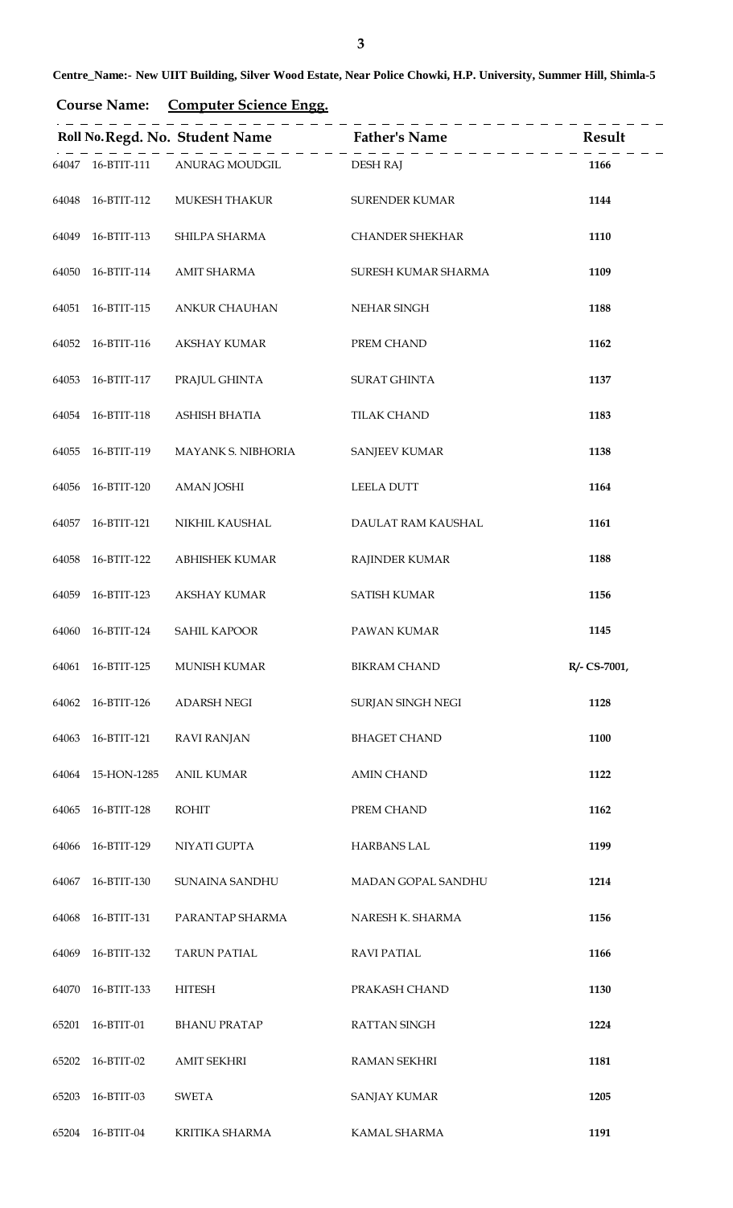**Centre_Name:- New UIIT Building, Silver Wood Estate, Near Police Chowki, H.P. University, Summer Hill, Shimla-5**

**Course Name: Computer Science Engg.**

| Roll No. | Regd. No. | Student Name | Father's Name | Result |
|---|---|---|---|---|
| 64047 | 16-BTIT-111 | ANURAG MOUDGIL | DESH RAJ | 1166 |
| 64048 | 16-BTIT-112 | MUKESH THAKUR | SURENDER KUMAR | 1144 |
| 64049 | 16-BTIT-113 | SHILPA SHARMA | CHANDER SHEKHAR | 1110 |
| 64050 | 16-BTIT-114 | AMIT SHARMA | SURESH KUMAR SHARMA | 1109 |
| 64051 | 16-BTIT-115 | ANKUR CHAUHAN | NEHAR SINGH | 1188 |
| 64052 | 16-BTIT-116 | AKSHAY KUMAR | PREM CHAND | 1162 |
| 64053 | 16-BTIT-117 | PRAJUL GHINTA | SURAT GHINTA | 1137 |
| 64054 | 16-BTIT-118 | ASHISH BHATIA | TILAK CHAND | 1183 |
| 64055 | 16-BTIT-119 | MAYANK S. NIBHORIA | SANJEEV KUMAR | 1138 |
| 64056 | 16-BTIT-120 | AMAN JOSHI | LEELA DUTT | 1164 |
| 64057 | 16-BTIT-121 | NIKHIL KAUSHAL | DAULAT RAM KAUSHAL | 1161 |
| 64058 | 16-BTIT-122 | ABHISHEK KUMAR | RAJINDER KUMAR | 1188 |
| 64059 | 16-BTIT-123 | AKSHAY KUMAR | SATISH KUMAR | 1156 |
| 64060 | 16-BTIT-124 | SAHIL KAPOOR | PAWAN KUMAR | 1145 |
| 64061 | 16-BTIT-125 | MUNISH KUMAR | BIKRAM CHAND | R/- CS-7001, |
| 64062 | 16-BTIT-126 | ADARSH NEGI | SURJAN SINGH NEGI | 1128 |
| 64063 | 16-BTIT-121 | RAVI RANJAN | BHAGET CHAND | 1100 |
| 64064 | 15-HON-1285 | ANIL KUMAR | AMIN CHAND | 1122 |
| 64065 | 16-BTIT-128 | ROHIT | PREM CHAND | 1162 |
| 64066 | 16-BTIT-129 | NIYATI GUPTA | HARBANS LAL | 1199 |
| 64067 | 16-BTIT-130 | SUNAINA SANDHU | MADAN GOPAL SANDHU | 1214 |
| 64068 | 16-BTIT-131 | PARANTAP SHARMA | NARESH K. SHARMA | 1156 |
| 64069 | 16-BTIT-132 | TARUN PATIAL | RAVI PATIAL | 1166 |
| 64070 | 16-BTIT-133 | HITESH | PRAKASH CHAND | 1130 |
| 65201 | 16-BTIT-01 | BHANU PRATAP | RATTAN SINGH | 1224 |
| 65202 | 16-BTIT-02 | AMIT SEKHRI | RAMAN SEKHRI | 1181 |
| 65203 | 16-BTIT-03 | SWETA | SANJAY KUMAR | 1205 |
| 65204 | 16-BTIT-04 | KRITIKA SHARMA | KAMAL SHARMA | 1191 |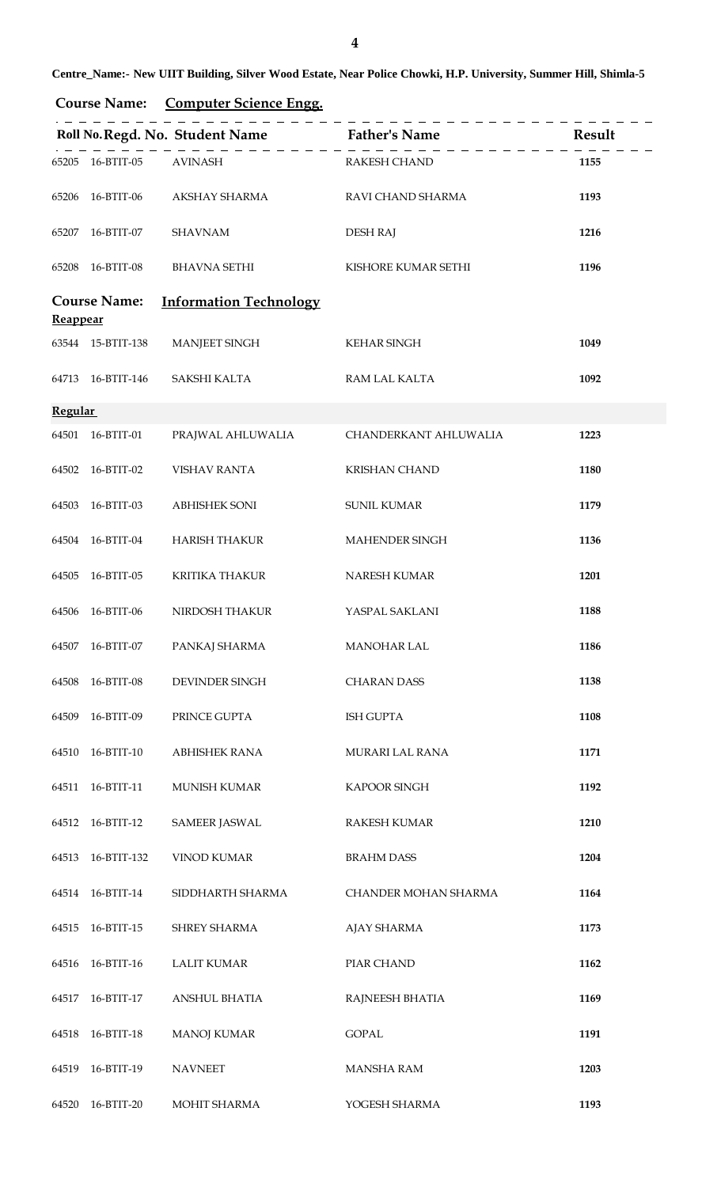**Centre_Name:- New UIIT Building, Silver Wood Estate, Near Police Chowki, H.P. University, Summer Hill, Shimla-5**

**Course Name: Computer Science Engg.**

| Roll No. | Regd. No. | Student Name | Father's Name | Result |
|---|---|---|---|---|
| 65205 | 16-BTIT-05 | AVINASH | RAKESH CHAND | 1155 |
| 65206 | 16-BTIT-06 | AKSHAY SHARMA | RAVI CHAND SHARMA | 1193 |
| 65207 | 16-BTIT-07 | SHAVNAM | DESH RAJ | 1216 |
| 65208 | 16-BTIT-08 | BHAVNA SETHI | KISHORE KUMAR SETHI | 1196 |

**Course Name: Information Technology**

**Reappear**

| Roll No. | Regd. No. | Student Name | Father's Name | Result |
|---|---|---|---|---|
| 63544 | 15-BTIT-138 | MANJEET SINGH | KEHAR SINGH | 1049 |
| 64713 | 16-BTIT-146 | SAKSHI KALTA | RAM LAL KALTA | 1092 |

**Regular**

| Roll No. | Regd. No. | Student Name | Father's Name | Result |
|---|---|---|---|---|
| 64501 | 16-BTIT-01 | PRAJWAL AHLUWALIA | CHANDERKANT AHLUWALIA | 1223 |
| 64502 | 16-BTIT-02 | VISHAV RANTA | KRISHAN CHAND | 1180 |
| 64503 | 16-BTIT-03 | ABHISHEK SONI | SUNIL KUMAR | 1179 |
| 64504 | 16-BTIT-04 | HARISH THAKUR | MAHENDER SINGH | 1136 |
| 64505 | 16-BTIT-05 | KRITIKA THAKUR | NARESH KUMAR | 1201 |
| 64506 | 16-BTIT-06 | NIRDOSH THAKUR | YASPAL SAKLANI | 1188 |
| 64507 | 16-BTIT-07 | PANKAJ SHARMA | MANOHAR LAL | 1186 |
| 64508 | 16-BTIT-08 | DEVINDER SINGH | CHARAN DASS | 1138 |
| 64509 | 16-BTIT-09 | PRINCE GUPTA | ISH GUPTA | 1108 |
| 64510 | 16-BTIT-10 | ABHISHEK RANA | MURARI LAL RANA | 1171 |
| 64511 | 16-BTIT-11 | MUNISH KUMAR | KAPOOR SINGH | 1192 |
| 64512 | 16-BTIT-12 | SAMEER JASWAL | RAKESH KUMAR | 1210 |
| 64513 | 16-BTIT-132 | VINOD KUMAR | BRAHM DASS | 1204 |
| 64514 | 16-BTIT-14 | SIDDHARTH SHARMA | CHANDER MOHAN SHARMA | 1164 |
| 64515 | 16-BTIT-15 | SHREY SHARMA | AJAY SHARMA | 1173 |
| 64516 | 16-BTIT-16 | LALIT KUMAR | PIAR CHAND | 1162 |
| 64517 | 16-BTIT-17 | ANSHUL BHATIA | RAJNEESH BHATIA | 1169 |
| 64518 | 16-BTIT-18 | MANOJ KUMAR | GOPAL | 1191 |
| 64519 | 16-BTIT-19 | NAVNEET | MANSHA RAM | 1203 |
| 64520 | 16-BTIT-20 | MOHIT SHARMA | YOGESH SHARMA | 1193 |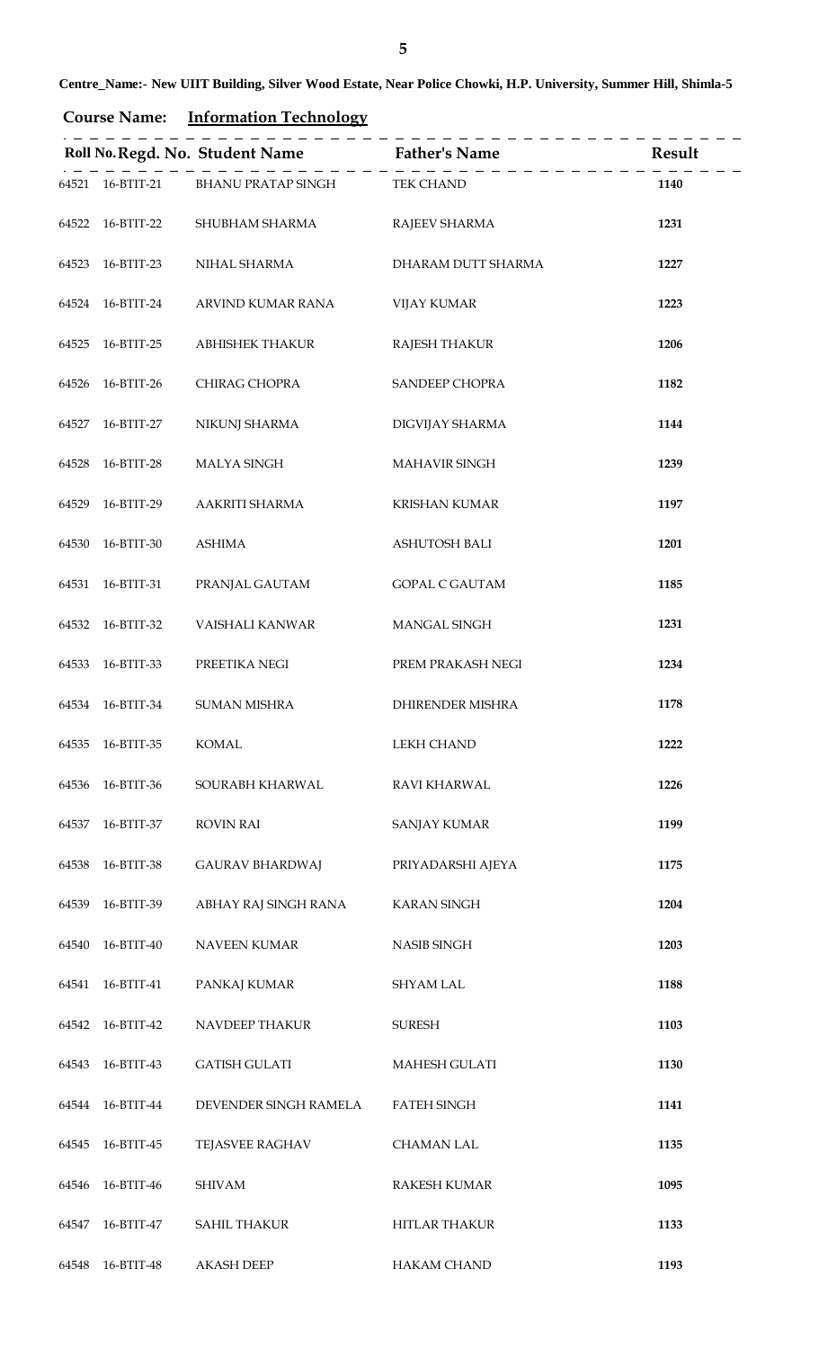**Centre_Name:- New UIIT Building, Silver Wood Estate, Near Police Chowki, H.P. University, Summer Hill, Shimla-5**

**Course Name:** **Information Technology**

| Roll No. | Regd. No. | Student Name | Father's Name | Result |
|---|---|---|---|---|
| 64521 | 16-BTIT-21 | BHANU PRATAP SINGH | TEK CHAND | 1140 |
| 64522 | 16-BTIT-22 | SHUBHAM SHARMA | RAJEEV SHARMA | 1231 |
| 64523 | 16-BTIT-23 | NIHAL SHARMA | DHARAM DUTT SHARMA | 1227 |
| 64524 | 16-BTIT-24 | ARVIND KUMAR RANA | VIJAY KUMAR | 1223 |
| 64525 | 16-BTIT-25 | ABHISHEK THAKUR | RAJESH THAKUR | 1206 |
| 64526 | 16-BTIT-26 | CHIRAG CHOPRA | SANDEEP CHOPRA | 1182 |
| 64527 | 16-BTIT-27 | NIKUNJ SHARMA | DIGVIJAY SHARMA | 1144 |
| 64528 | 16-BTIT-28 | MALYA SINGH | MAHAVIR SINGH | 1239 |
| 64529 | 16-BTIT-29 | AAKRITI SHARMA | KRISHAN KUMAR | 1197 |
| 64530 | 16-BTIT-30 | ASHIMA | ASHUTOSH BALI | 1201 |
| 64531 | 16-BTIT-31 | PRANJAL GAUTAM | GOPAL C GAUTAM | 1185 |
| 64532 | 16-BTIT-32 | VAISHALI KANWAR | MANGAL SINGH | 1231 |
| 64533 | 16-BTIT-33 | PREETIKA NEGI | PREM PRAKASH NEGI | 1234 |
| 64534 | 16-BTIT-34 | SUMAN MISHRA | DHIRENDER MISHRA | 1178 |
| 64535 | 16-BTIT-35 | KOMAL | LEKH CHAND | 1222 |
| 64536 | 16-BTIT-36 | SOURABH KHARWAL | RAVI KHARWAL | 1226 |
| 64537 | 16-BTIT-37 | ROVIN RAI | SANJAY KUMAR | 1199 |
| 64538 | 16-BTIT-38 | GAURAV BHARDWAJ | PRIYADARSHI AJEYA | 1175 |
| 64539 | 16-BTIT-39 | ABHAY RAJ SINGH RANA | KARAN SINGH | 1204 |
| 64540 | 16-BTIT-40 | NAVEEN KUMAR | NASIB SINGH | 1203 |
| 64541 | 16-BTIT-41 | PANKAJ KUMAR | SHYAM LAL | 1188 |
| 64542 | 16-BTIT-42 | NAVDEEP THAKUR | SURESH | 1103 |
| 64543 | 16-BTIT-43 | GATISH GULATI | MAHESH GULATI | 1130 |
| 64544 | 16-BTIT-44 | DEVENDER SINGH RAMELA | FATEH SINGH | 1141 |
| 64545 | 16-BTIT-45 | TEJASVEE RAGHAV | CHAMAN LAL | 1135 |
| 64546 | 16-BTIT-46 | SHIVAM | RAKESH KUMAR | 1095 |
| 64547 | 16-BTIT-47 | SAHIL THAKUR | HITLAR THAKUR | 1133 |
| 64548 | 16-BTIT-48 | AKASH DEEP | HAKAM CHAND | 1193 |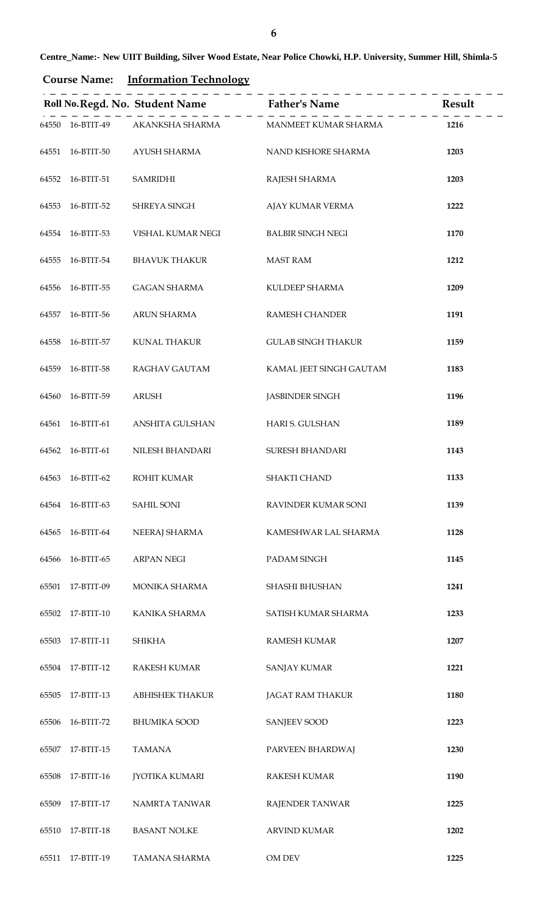**Centre_Name:- New UIIT Building, Silver Wood Estate, Near Police Chowki, H.P. University, Summer Hill, Shimla-5**

**Course Name: Information Technology**

| Roll No. | Regd. No. | Student Name | Father's Name | Result |
|---|---|---|---|---|
| 64550 | 16-BTIT-49 | AKANKSHA SHARMA | MANMEET KUMAR SHARMA | **1216** |
| 64551 | 16-BTIT-50 | AYUSH SHARMA | NAND KISHORE SHARMA | **1203** |
| 64552 | 16-BTIT-51 | SAMRIDHI | RAJESH SHARMA | **1203** |
| 64553 | 16-BTIT-52 | SHREYA SINGH | AJAY KUMAR VERMA | **1222** |
| 64554 | 16-BTIT-53 | VISHAL KUMAR NEGI | BALBIR SINGH NEGI | **1170** |
| 64555 | 16-BTIT-54 | BHAVUK THAKUR | MAST RAM | **1212** |
| 64556 | 16-BTIT-55 | GAGAN SHARMA | KULDEEP SHARMA | **1209** |
| 64557 | 16-BTIT-56 | ARUN SHARMA | RAMESH CHANDER | **1191** |
| 64558 | 16-BTIT-57 | KUNAL THAKUR | GULAB SINGH THAKUR | **1159** |
| 64559 | 16-BTIT-58 | RAGHAV GAUTAM | KAMAL JEET SINGH GAUTAM | **1183** |
| 64560 | 16-BTIT-59 | ARUSH | JASBINDER SINGH | **1196** |
| 64561 | 16-BTIT-61 | ANSHITA GULSHAN | HARI S. GULSHAN | **1189** |
| 64562 | 16-BTIT-61 | NILESH BHANDARI | SURESH BHANDARI | **1143** |
| 64563 | 16-BTIT-62 | ROHIT KUMAR | SHAKTI CHAND | **1133** |
| 64564 | 16-BTIT-63 | SAHIL SONI | RAVINDER KUMAR SONI | **1139** |
| 64565 | 16-BTIT-64 | NEERAJ SHARMA | KAMESHWAR LAL SHARMA | **1128** |
| 64566 | 16-BTIT-65 | ARPAN NEGI | PADAM SINGH | **1145** |
| 65501 | 17-BTIT-09 | MONIKA SHARMA | SHASHI BHUSHAN | **1241** |
| 65502 | 17-BTIT-10 | KANIKA SHARMA | SATISH KUMAR SHARMA | **1233** |
| 65503 | 17-BTIT-11 | SHIKHA | RAMESH KUMAR | **1207** |
| 65504 | 17-BTIT-12 | RAKESH KUMAR | SANJAY KUMAR | **1221** |
| 65505 | 17-BTIT-13 | ABHISHEK THAKUR | JAGAT RAM THAKUR | **1180** |
| 65506 | 16-BTIT-72 | BHUMIKA SOOD | SANJEEV SOOD | **1223** |
| 65507 | 17-BTIT-15 | TAMANA | PARVEEN BHARDWAJ | **1230** |
| 65508 | 17-BTIT-16 | JYOTIKA KUMARI | RAKESH KUMAR | **1190** |
| 65509 | 17-BTIT-17 | NAMRTA TANWAR | RAJENDER TANWAR | **1225** |
| 65510 | 17-BTIT-18 | BASANT NOLKE | ARVIND KUMAR | **1202** |
| 65511 | 17-BTIT-19 | TAMANA SHARMA | OM DEV | **1225** |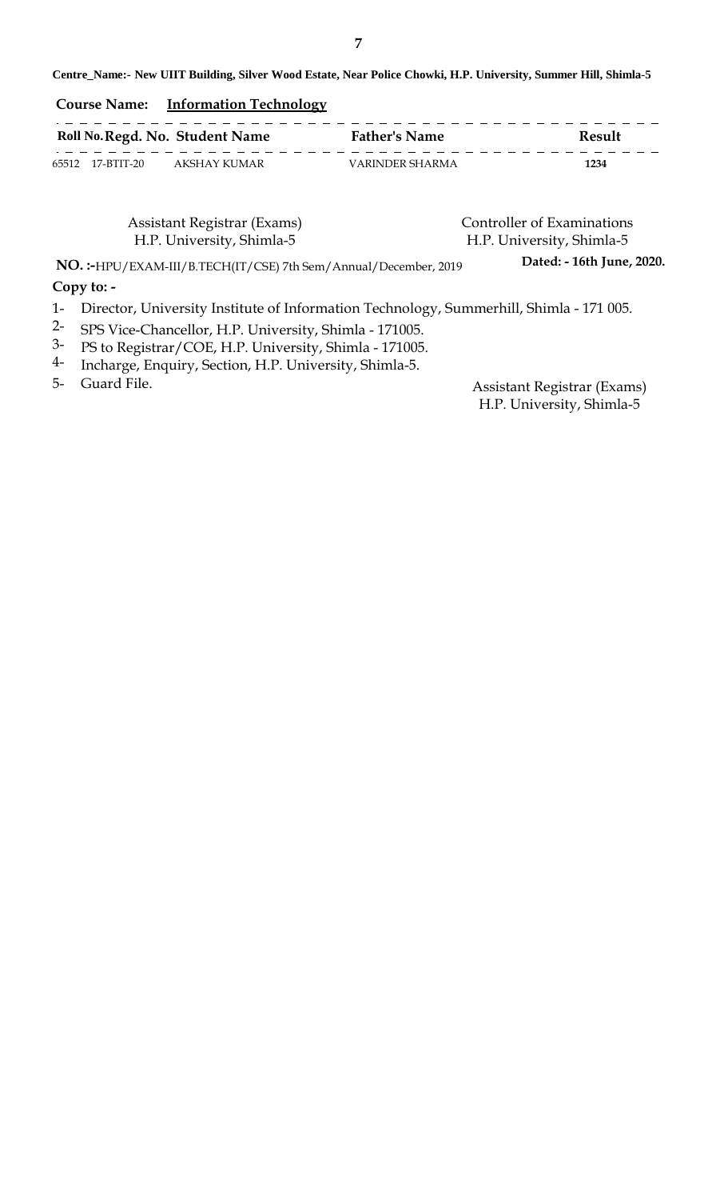**Centre_Name:- New UIIT Building, Silver Wood Estate, Near Police Chowki, H.P. University, Summer Hill, Shimla-5**

**Course Name:** **Information Technology**

| Roll No. | Regd. No. | Student Name | Father's Name | Result |
|---|---|---|---|---|
| 65512 | 17-BTIT-20 | AKSHAY KUMAR | VARINDER SHARMA | **1234** |

Assistant Registrar (Exams)
H.P. University, Shimla-5

Controller of Examinations
H.P. University, Shimla-5

**NO. :-**HPU/EXAM-III/B.TECH(IT/CSE) 7th Sem/Annual/December, 2019 **Dated: - 16th June, 2020.**

**Copy to: -**

1- Director, University Institute of Information Technology, Summerhill, Shimla - 171 005.
2- SPS Vice-Chancellor, H.P. University, Shimla - 171005.
3- PS to Registrar/COE, H.P. University, Shimla - 171005.
4- Incharge, Enquiry, Section, H.P. University, Shimla-5.
5- Guard File.

Assistant Registrar (Exams)
H.P. University, Shimla-5